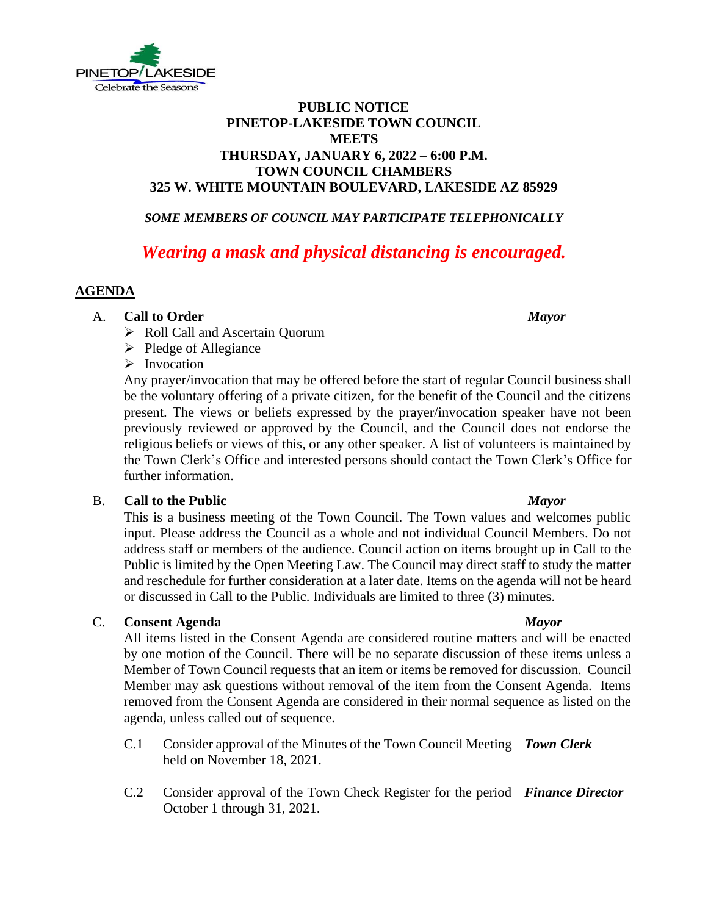PINETOP/LAKESIDE
Celebrate the Seasons

# PUBLIC NOTICE
# PINETOP-LAKESIDE TOWN COUNCIL MEETS
# THURSDAY, JANUARY 6, 2022 – 6:00 P.M.
# TOWN COUNCIL CHAMBERS
# 325 W. WHITE MOUNTAIN BOULEVARD, LAKESIDE AZ 85929

***SOME MEMBERS OF COUNCIL MAY PARTICIPATE TELEPHONICALLY***

***Wearing a mask and physical distancing is encouraged.***

---

## AGENDA

A. **Call to Order** — ***Mayor***

- Roll Call and Ascertain Quorum
- Pledge of Allegiance
- Invocation

Any prayer/invocation that may be offered before the start of regular Council business shall be the voluntary offering of a private citizen, for the benefit of the Council and the citizens present. The views or beliefs expressed by the prayer/invocation speaker have not been previously reviewed or approved by the Council, and the Council does not endorse the religious beliefs or views of this, or any other speaker. A list of volunteers is maintained by the Town Clerk's Office and interested persons should contact the Town Clerk's Office for further information.

B. **Call to the Public** — ***Mayor***

This is a business meeting of the Town Council. The Town values and welcomes public input. Please address the Council as a whole and not individual Council Members. Do not address staff or members of the audience. Council action on items brought up in Call to the Public is limited by the Open Meeting Law. The Council may direct staff to study the matter and reschedule for further consideration at a later date. Items on the agenda will not be heard or discussed in Call to the Public. Individuals are limited to three (3) minutes.

C. **Consent Agenda** — ***Mayor***

All items listed in the Consent Agenda are considered routine matters and will be enacted by one motion of the Council. There will be no separate discussion of these items unless a Member of Town Council requests that an item or items be removed for discussion. Council Member may ask questions without removal of the item from the Consent Agenda. Items removed from the Consent Agenda are considered in their normal sequence as listed on the agenda, unless called out of sequence.

C.1 Consider approval of the Minutes of the Town Council Meeting held on November 18, 2021. — ***Town Clerk***

C.2 Consider approval of the Town Check Register for the period October 1 through 31, 2021. — ***Finance Director***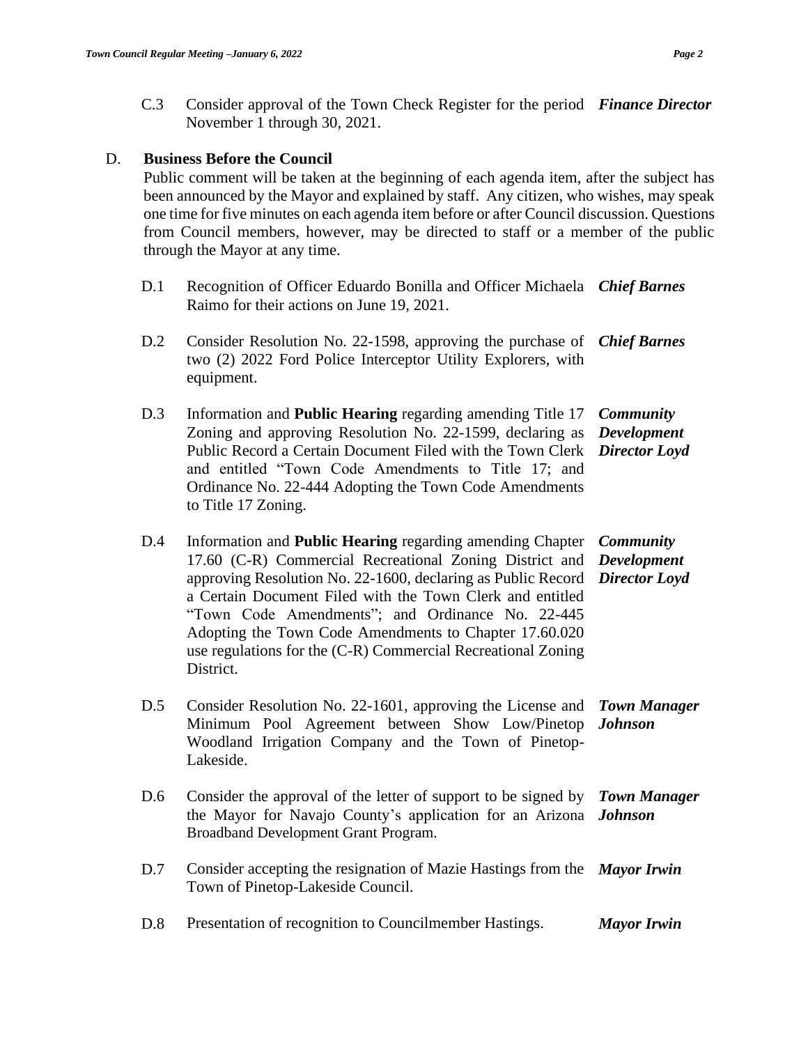C.3 Consider approval of the Town Check Register for the period November 1 through 30, 2021. ***Finance Director***

## D. Business Before the Council

Public comment will be taken at the beginning of each agenda item, after the subject has been announced by the Mayor and explained by staff. Any citizen, who wishes, may speak one time for five minutes on each agenda item before or after Council discussion. Questions from Council members, however, may be directed to staff or a member of the public through the Mayor at any time.

D.1 Recognition of Officer Eduardo Bonilla and Officer Michaela Raimo for their actions on June 19, 2021. ***Chief Barnes***

D.2 Consider Resolution No. 22-1598, approving the purchase of two (2) 2022 Ford Police Interceptor Utility Explorers, with equipment. ***Chief Barnes***

D.3 Information and **Public Hearing** regarding amending Title 17 Zoning and approving Resolution No. 22-1599, declaring as Public Record a Certain Document Filed with the Town Clerk and entitled "Town Code Amendments to Title 17; and Ordinance No. 22-444 Adopting the Town Code Amendments to Title 17 Zoning. ***Community Development Director Loyd***

D.4 Information and **Public Hearing** regarding amending Chapter 17.60 (C-R) Commercial Recreational Zoning District and approving Resolution No. 22-1600, declaring as Public Record a Certain Document Filed with the Town Clerk and entitled "Town Code Amendments"; and Ordinance No. 22-445 Adopting the Town Code Amendments to Chapter 17.60.020 use regulations for the (C-R) Commercial Recreational Zoning District. ***Community Development Director Loyd***

D.5 Consider Resolution No. 22-1601, approving the License and Minimum Pool Agreement between Show Low/Pinetop Woodland Irrigation Company and the Town of Pinetop-Lakeside. ***Town Manager Johnson***

D.6 Consider the approval of the letter of support to be signed by the Mayor for Navajo County's application for an Arizona Broadband Development Grant Program. ***Town Manager Johnson***

D.7 Consider accepting the resignation of Mazie Hastings from the Town of Pinetop-Lakeside Council. ***Mayor Irwin***

D.8 Presentation of recognition to Councilmember Hastings. ***Mayor Irwin***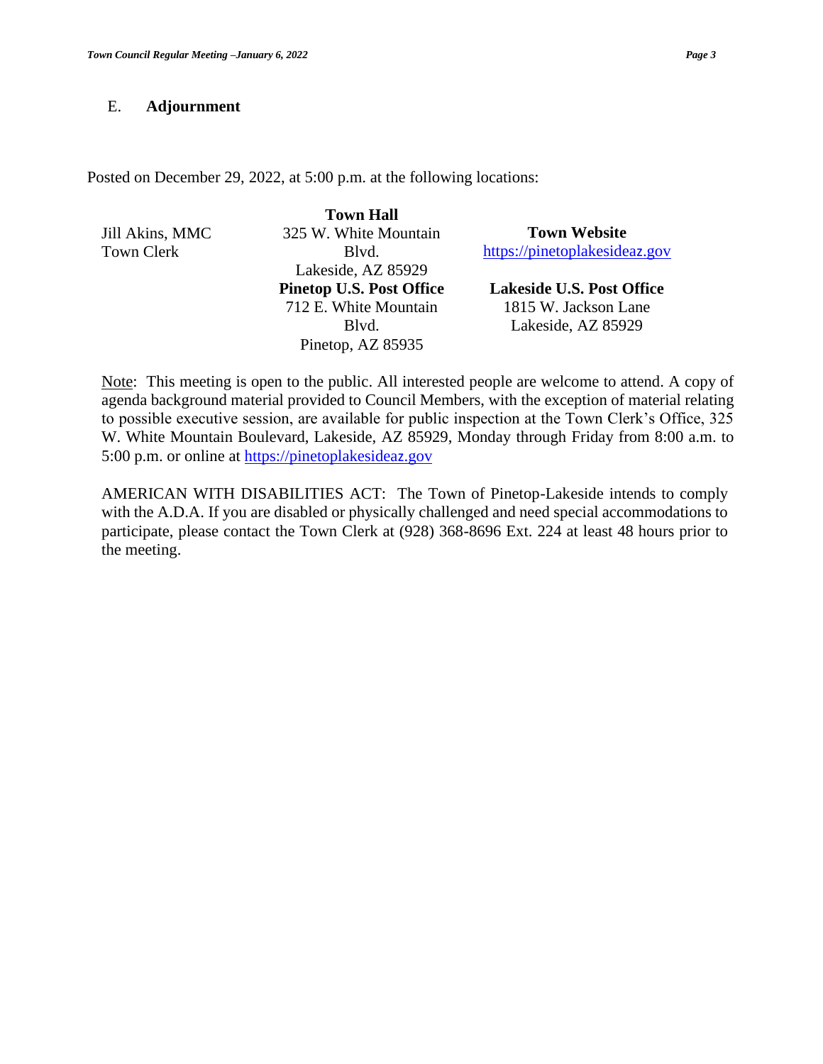## E. Adjournment

Posted on December 29, 2022, at 5:00 p.m. at the following locations:

| | | |
|---|---|---|
| Jill Akins, MMC<br>Town Clerk | **Town Hall**<br>325 W. White Mountain Blvd.<br>Lakeside, AZ 85929 | **Town Website**<br>https://pinetoplakesideaz.gov |
| | **Pinetop U.S. Post Office**<br>712 E. White Mountain Blvd.<br>Pinetop, AZ 85935 | **Lakeside U.S. Post Office**<br>1815 W. Jackson Lane<br>Lakeside, AZ 85929 |

Note: This meeting is open to the public. All interested people are welcome to attend. A copy of agenda background material provided to Council Members, with the exception of material relating to possible executive session, are available for public inspection at the Town Clerk's Office, 325 W. White Mountain Boulevard, Lakeside, AZ 85929, Monday through Friday from 8:00 a.m. to 5:00 p.m. or online at https://pinetoplakesideaz.gov

AMERICAN WITH DISABILITIES ACT: The Town of Pinetop-Lakeside intends to comply with the A.D.A. If you are disabled or physically challenged and need special accommodations to participate, please contact the Town Clerk at (928) 368-8696 Ext. 224 at least 48 hours prior to the meeting.